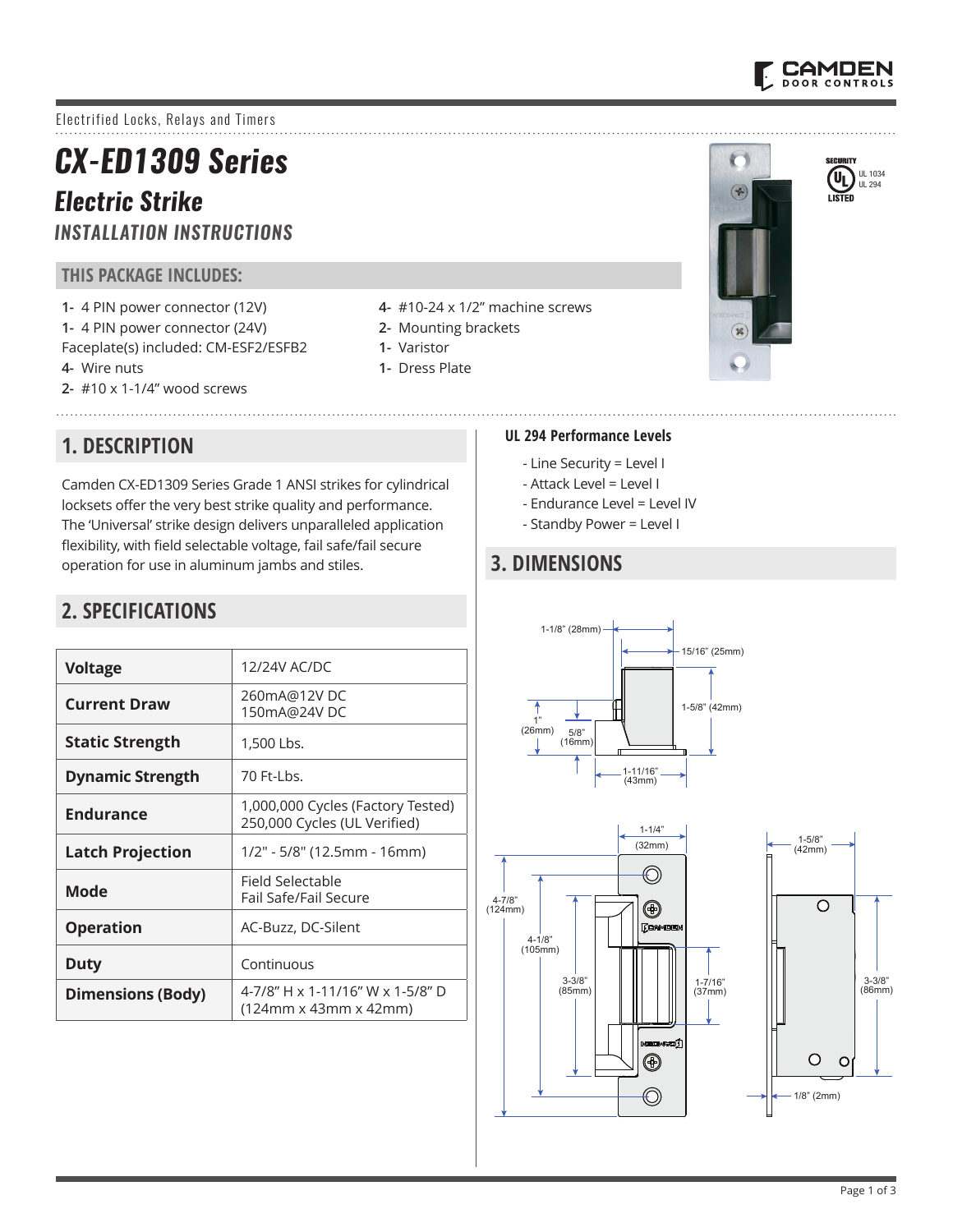Electrified Locks, Relays and Timers

# CX-ED1309 Series

## Electric Strike

### INSTALLATION INSTRUCTIONS

SECURITY UL LISTED UL 1034 UL 294

## THIS PACKAGE INCLUDES:

- **1-** 4 PIN power connector (12V)
- **1-** 4 PIN power connector (24V)
- Faceplate(s) included: CM-ESF2/ESFB2
- **4-** Wire nuts
- **2-** #10 x 1-1/4" wood screws
- **4-** #10-24 x 1/2" machine screws
- **2-** Mounting brackets
- **1-** Varistor
- **1-** Dress Plate

## 1. DESCRIPTION

Camden CX-ED1309 Series Grade 1 ANSI strikes for cylindrical locksets offer the very best strike quality and performance. The 'Universal' strike design delivers unparalleled application flexibility, with field selectable voltage, fail safe/fail secure operation for use in aluminum jambs and stiles.

## 2. SPECIFICATIONS

| | |
|---|---|
| **Voltage** | 12/24V AC/DC |
| **Current Draw** | 260mA@12V DC<br>150mA@24V DC |
| **Static Strength** | 1,500 Lbs. |
| **Dynamic Strength** | 70 Ft-Lbs. |
| **Endurance** | 1,000,000 Cycles (Factory Tested)<br>250,000 Cycles (UL Verified) |
| **Latch Projection** | 1/2" - 5/8" (12.5mm - 16mm) |
| **Mode** | Field Selectable<br>Fail Safe/Fail Secure |
| **Operation** | AC-Buzz, DC-Silent |
| **Duty** | Continuous |
| **Dimensions (Body)** | 4-7/8" H x 1-11/16" W x 1-5/8" D<br>(124mm x 43mm x 42mm) |

### UL 294 Performance Levels

- Line Security = Level I
- Attack Level = Level I
- Endurance Level = Level IV
- Standby Power = Level I

## 3. DIMENSIONS

1-1/8" (28mm) · 15/16" (25mm) · 1-5/8" (42mm) · 1" (26mm) · 5/8" (16mm) · 1-11/16" (43mm)

1-1/4" (32mm) · 4-7/8" (124mm) · 4-1/8" (105mm) · 3-3/8" (85mm) · 1-7/16" (37mm) · 1-5/8" (42mm) · 3-3/8" (86mm) · 1/8" (2mm)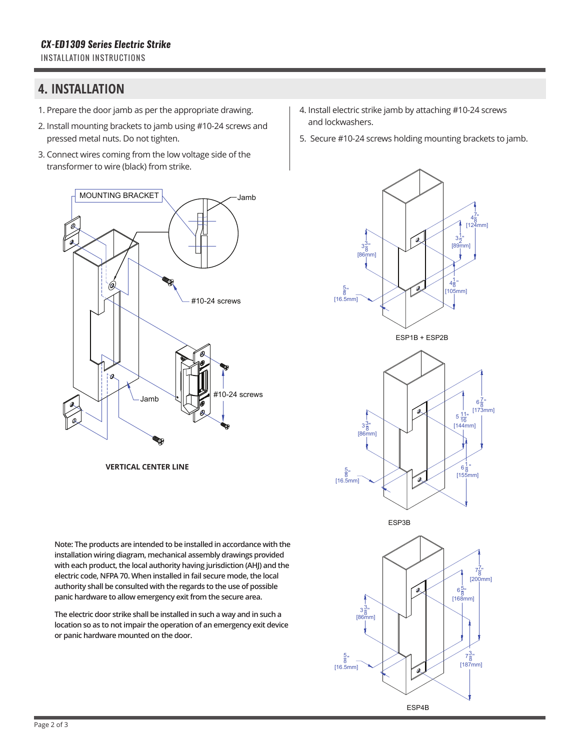## 4. INSTALLATION

1. Prepare the door jamb as per the appropriate drawing.
2. Install mounting brackets to jamb using #10-24 screws and pressed metal nuts. Do not tighten.
3. Connect wires coming from the low voltage side of the transformer to wire (black) from strike.
4. Install electric strike jamb by attaching #10-24 screws and lockwashers.
5. Secure #10-24 screws holding mounting brackets to jamb.

MOUNTING BRACKET

Jamb

#10-24 screws

Jamb

#10-24 screws

**VERTICAL CENTER LINE**

$4\frac{7}{8}$" [124mm]

$3\frac{1}{2}$" [89mm]

$3\frac{3}{8}$" [86mm]

$4\frac{1}{8}$" [105mm]

$\frac{5}{8}$" [16.5mm]

ESP1B + ESP2B

$6\frac{7}{8}$" [173mm]

$5\frac{11}{16}$" [144mm]

$3\frac{3}{8}$" [86mm]

$6\frac{1}{8}$" [155mm]

$\frac{5}{8}$" [16.5mm]

ESP3B

$7\frac{7}{8}$" [200mm]

$6\frac{5}{8}$" [168mm]

$3\frac{3}{8}$" [86mm]

$7\frac{3}{8}$" [187mm]

$\frac{5}{8}$" [16.5mm]

ESP4B

**Note: The products are intended to be installed in accordance with the installation wiring diagram, mechanical assembly drawings provided with each product, the local authority having jurisdiction (AHJ) and the electric code, NFPA 70. When installed in fail secure mode, the local authority shall be consulted with the regards to the use of possible panic hardware to allow emergency exit from the secure area.**

**The electric door strike shall be installed in such a way and in such a location so as to not impair the operation of an emergency exit device or panic hardware mounted on the door.**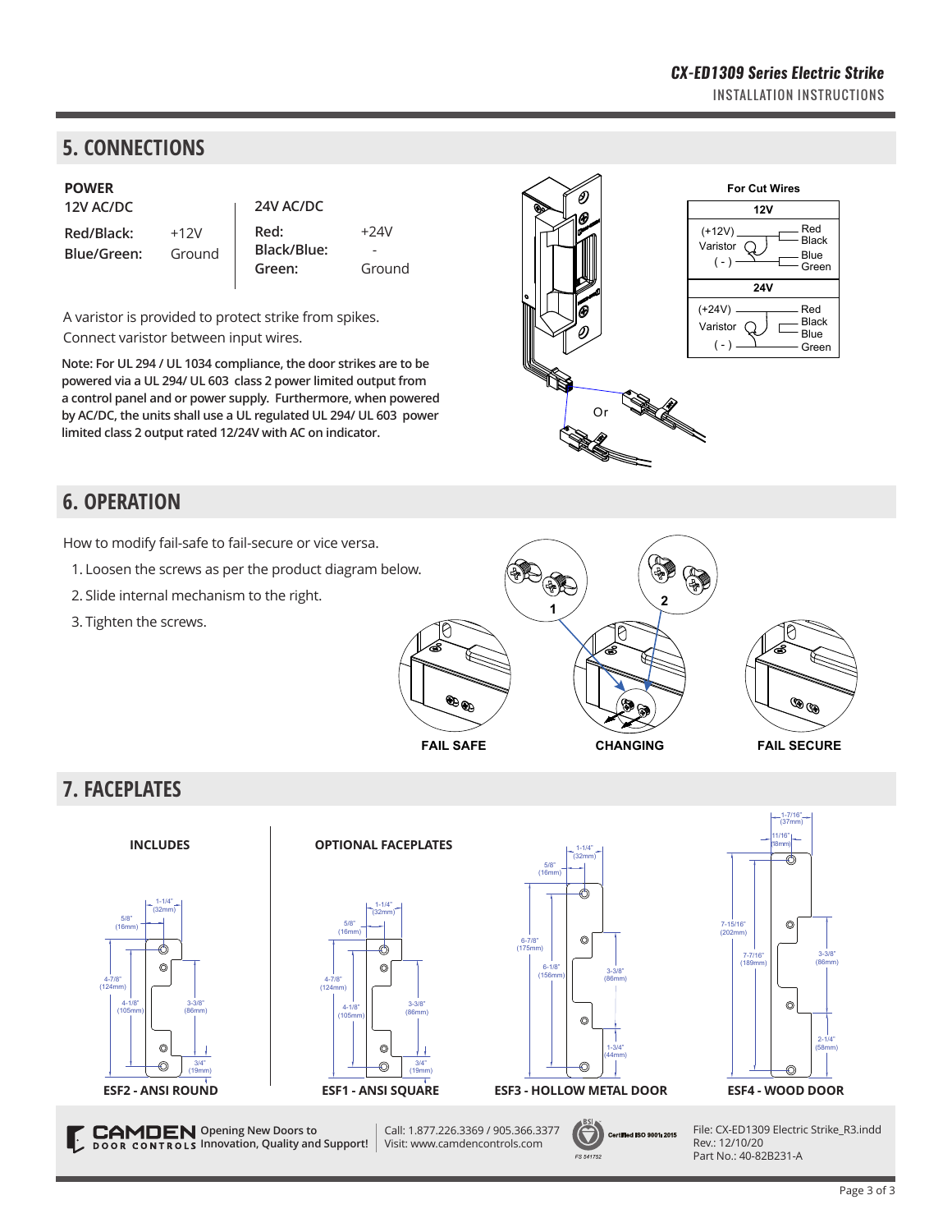## 5. CONNECTIONS

**POWER**

| 12V AC/DC | | 24V AC/DC | |
|---|---|---|---|
| **Red/Black:** | +12V | **Red:** | +24V |
| **Blue/Green:** | Ground | **Black/Blue:** | - |
| | | **Green:** | Ground |

A varistor is provided to protect strike from spikes.
Connect varistor between input wires.

**Note: For UL 294 / UL 1034 compliance, the door strikes are to be powered via a UL 294/ UL 603 class 2 power limited output from a control panel and or power supply. Furthermore, when powered by AC/DC, the units shall use a UL regulated UL 294/ UL 603 power limited class 2 output rated 12/24V with AC on indicator.**

For Cut Wires

12V
(+12V) Varistor ( - )
Red
Black
Blue
Green

24V
(+24V) Varistor ( - )
Red
Black
Blue
Green

Or

## 6. OPERATION

How to modify fail-safe to fail-secure or vice versa.

1. Loosen the screws as per the product diagram below.
2. Slide internal mechanism to the right.
3. Tighten the screws.

1
2

FAIL SAFE
CHANGING
FAIL SECURE

## 7. FACEPLATES

**INCLUDES**

1-1/4" (32mm)
5/8" (16mm)
4-7/8" (124mm)
4-1/8" (105mm)
3-3/8" (86mm)
3/4" (19mm)

**ESF2 - ANSI ROUND**

**OPTIONAL FACEPLATES**

1-1/4" (32mm)
5/8" (16mm)
4-7/8" (124mm)
4-1/8" (105mm)
3-3/8" (86mm)
3/4" (19mm)

**ESF1 - ANSI SQUARE**

1-1/4" (32mm)
5/8" (16mm)
6-7/8" (175mm)
6-1/8" (156mm)
3-3/8" (86mm)
1-3/4" (44mm)

**ESF3 - HOLLOW METAL DOOR**

1-7/16" (37mm)
11/16" (18mm)
7-15/16" (202mm)
7-7/16" (189mm)
3-3/8" (86mm)
2-1/4" (58mm)

**ESF4 - WOOD DOOR**

CAMDEN DOOR CONTROLS Opening New Doors to Innovation, Quality and Support!
Call: 1.877.226.3369 / 905.366.3377
Visit: www.camdencontrols.com
BSI Certified ISO 9001:2015 FS 541752
File: CX-ED1309 Electric Strike_R3.indd
Rev.: 12/10/20
Part No.: 40-82B231-A